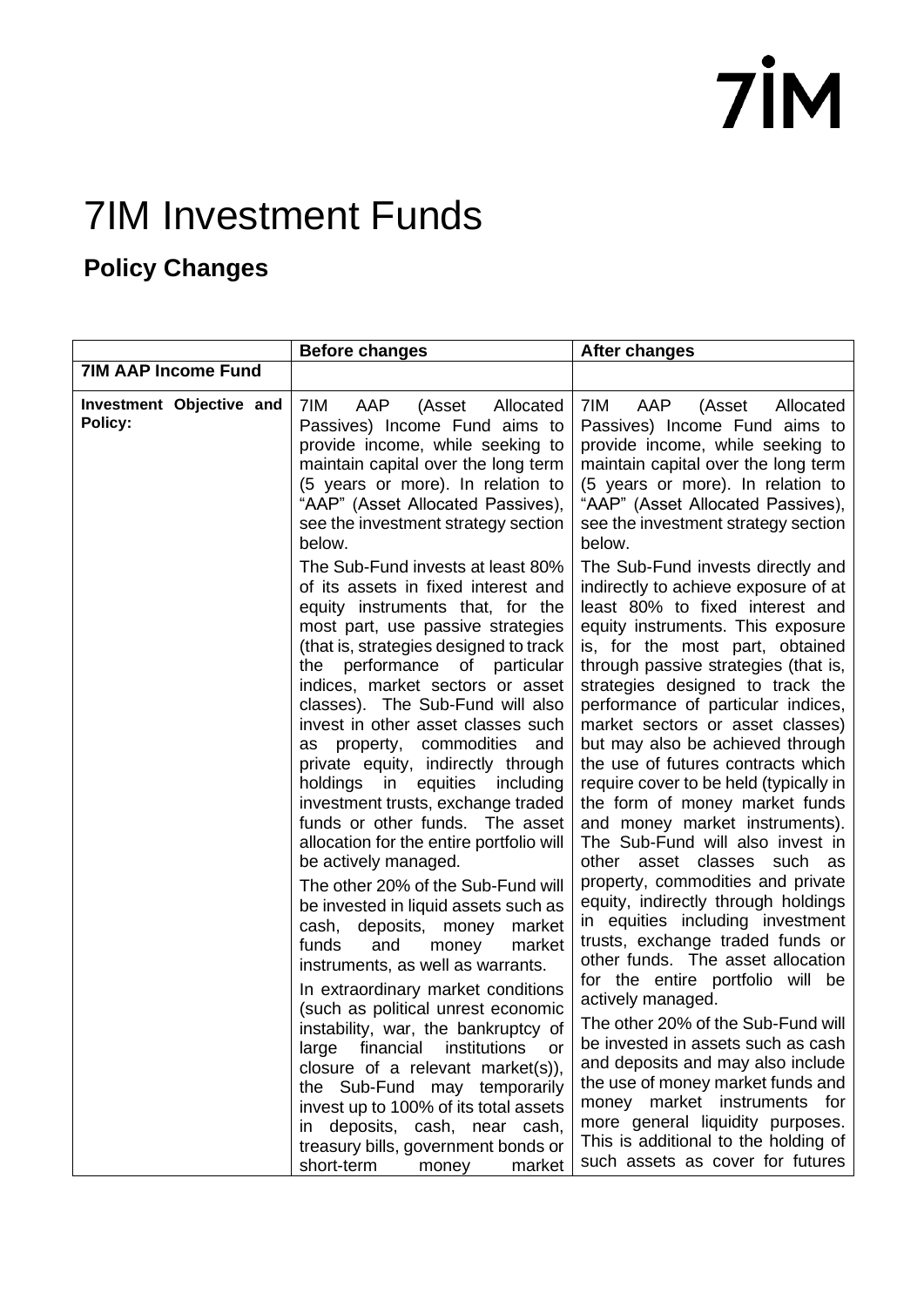7IM

# 7IM Investment Funds

## Policy Changes

| | Before changes | After changes |
|---|---|---|
| **7IM AAP Income Fund** | | |
| **Investment Objective and Policy:** | 7IM AAP (Asset Allocated Passives) Income Fund aims to provide income, while seeking to maintain capital over the long term (5 years or more). In relation to "AAP" (Asset Allocated Passives), see the investment strategy section below.<br><br>The Sub-Fund invests at least 80% of its assets in fixed interest and equity instruments that, for the most part, use passive strategies (that is, strategies designed to track the performance of particular indices, market sectors or asset classes). The Sub-Fund will also invest in other asset classes such as property, commodities and private equity, indirectly through holdings in equities including investment trusts, exchange traded funds or other funds. The asset allocation for the entire portfolio will be actively managed.<br><br>The other 20% of the Sub-Fund will be invested in liquid assets such as cash, deposits, money market funds and money market instruments, as well as warrants.<br><br>In extraordinary market conditions (such as political unrest economic instability, war, the bankruptcy of large financial institutions or closure of a relevant market(s)), the Sub-Fund may temporarily invest up to 100% of its total assets in deposits, cash, near cash, treasury bills, government bonds or short-term money market | 7IM AAP (Asset Allocated Passives) Income Fund aims to provide income, while seeking to maintain capital over the long term (5 years or more). In relation to "AAP" (Asset Allocated Passives), see the investment strategy section below.<br><br>The Sub-Fund invests directly and indirectly to achieve exposure of at least 80% to fixed interest and equity instruments. This exposure is, for the most part, obtained through passive strategies (that is, strategies designed to track the performance of particular indices, market sectors or asset classes) but may also be achieved through the use of futures contracts which require cover to be held (typically in the form of money market funds and money market instruments). The Sub-Fund will also invest in other asset classes such as property, commodities and private equity, indirectly through holdings in equities including investment trusts, exchange traded funds or other funds. The asset allocation for the entire portfolio will be actively managed.<br><br>The other 20% of the Sub-Fund will be invested in assets such as cash and deposits and may also include the use of money market funds and money market instruments for more general liquidity purposes. This is additional to the holding of such assets as cover for futures |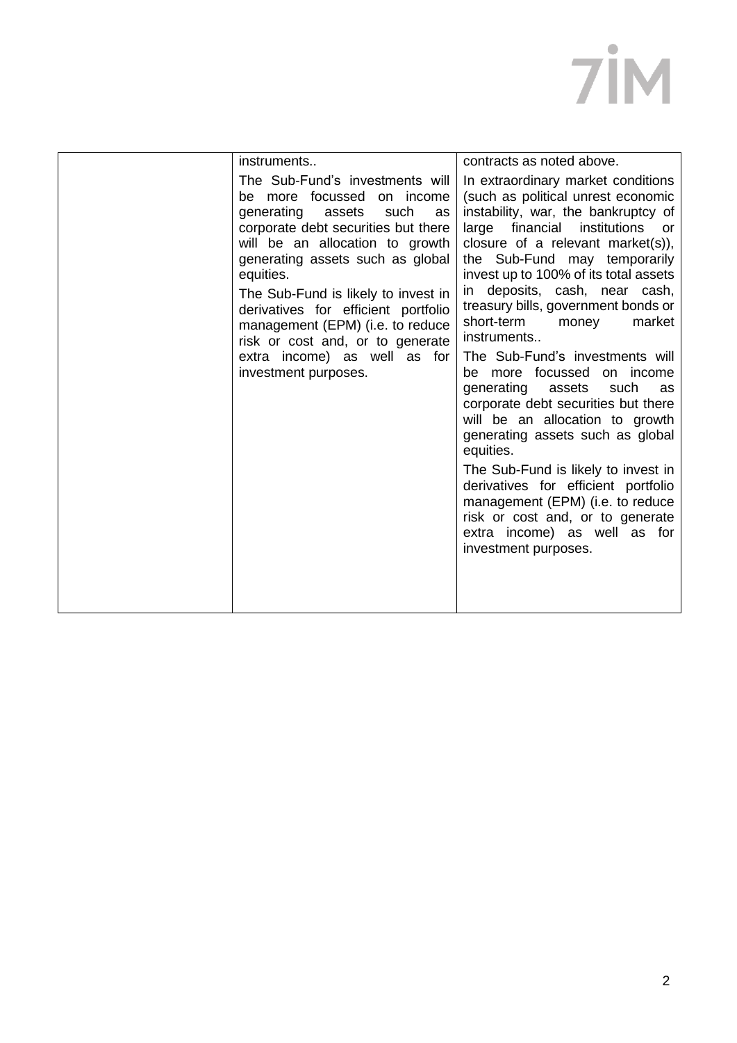| | | |
|---|---|---|
| | instruments..<br><br>The Sub-Fund's investments will be more focussed on income generating assets such as corporate debt securities but there will be an allocation to growth generating assets such as global equities.<br><br>The Sub-Fund is likely to invest in derivatives for efficient portfolio management (EPM) (i.e. to reduce risk or cost and, or to generate extra income) as well as for investment purposes. | contracts as noted above.<br><br>In extraordinary market conditions (such as political unrest economic instability, war, the bankruptcy of large financial institutions or closure of a relevant market(s)), the Sub-Fund may temporarily invest up to 100% of its total assets in deposits, cash, near cash, treasury bills, government bonds or short-term money market instruments..<br><br>The Sub-Fund's investments will be more focussed on income generating assets such as corporate debt securities but there will be an allocation to growth generating assets such as global equities.<br><br>The Sub-Fund is likely to invest in derivatives for efficient portfolio management (EPM) (i.e. to reduce risk or cost and, or to generate extra income) as well as for investment purposes. |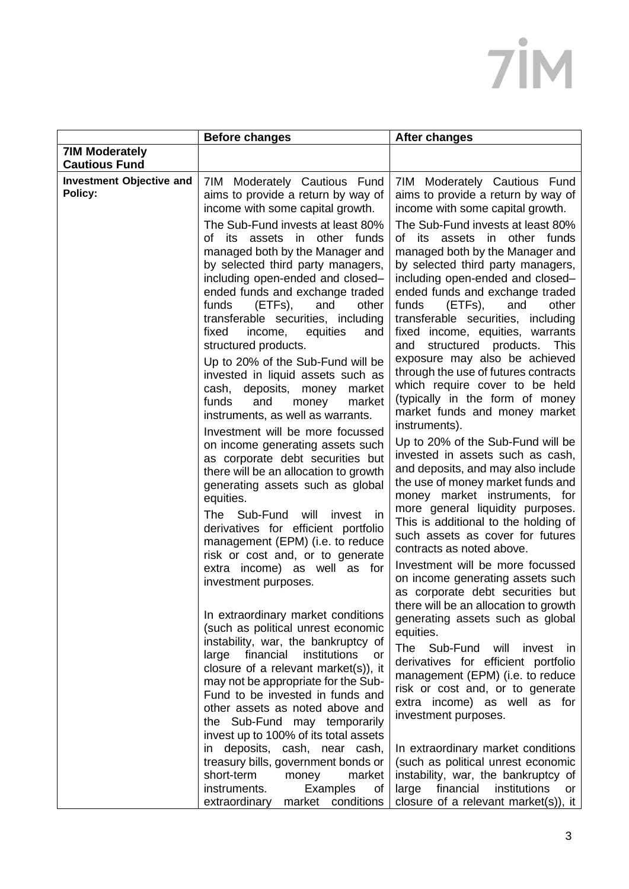| | Before changes | After changes |
|---|---|---|
| **7IM Moderately Cautious Fund** | | |
| **Investment Objective and Policy:** | 7IM Moderately Cautious Fund aims to provide a return by way of income with some capital growth.<br><br>The Sub-Fund invests at least 80% of its assets in other funds managed both by the Manager and by selected third party managers, including open-ended and closed–ended funds and exchange traded funds (ETFs), and other transferable securities, including fixed income, equities and structured products.<br><br>Up to 20% of the Sub-Fund will be invested in liquid assets such as cash, deposits, money market funds and money market instruments, as well as warrants.<br><br>Investment will be more focussed on income generating assets such as corporate debt securities but there will be an allocation to growth generating assets such as global equities.<br><br>The Sub-Fund will invest in derivatives for efficient portfolio management (EPM) (i.e. to reduce risk or cost and, or to generate extra income) as well as for investment purposes.<br><br>In extraordinary market conditions (such as political unrest economic instability, war, the bankruptcy of large financial institutions or closure of a relevant market(s)), it may not be appropriate for the Sub-Fund to be invested in funds and other assets as noted above and the Sub-Fund may temporarily invest up to 100% of its total assets in deposits, cash, near cash, treasury bills, government bonds or short-term money market instruments. Examples of extraordinary market conditions | 7IM Moderately Cautious Fund aims to provide a return by way of income with some capital growth.<br><br>The Sub-Fund invests at least 80% of its assets in other funds managed both by the Manager and by selected third party managers, including open-ended and closed–ended funds and exchange traded funds (ETFs), and other transferable securities, including fixed income, equities, warrants and structured products. This exposure may also be achieved through the use of futures contracts which require cover to be held (typically in the form of money market funds and money market instruments).<br><br>Up to 20% of the Sub-Fund will be invested in assets such as cash, and deposits, and may also include the use of money market funds and money market instruments, for more general liquidity purposes. This is additional to the holding of such assets as cover for futures contracts as noted above.<br><br>Investment will be more focussed on income generating assets such as corporate debt securities but there will be an allocation to growth generating assets such as global equities.<br><br>The Sub-Fund will invest in derivatives for efficient portfolio management (EPM) (i.e. to reduce risk or cost and, or to generate extra income) as well as for investment purposes.<br><br>In extraordinary market conditions (such as political unrest economic instability, war, the bankruptcy of large financial institutions or closure of a relevant market(s)), it |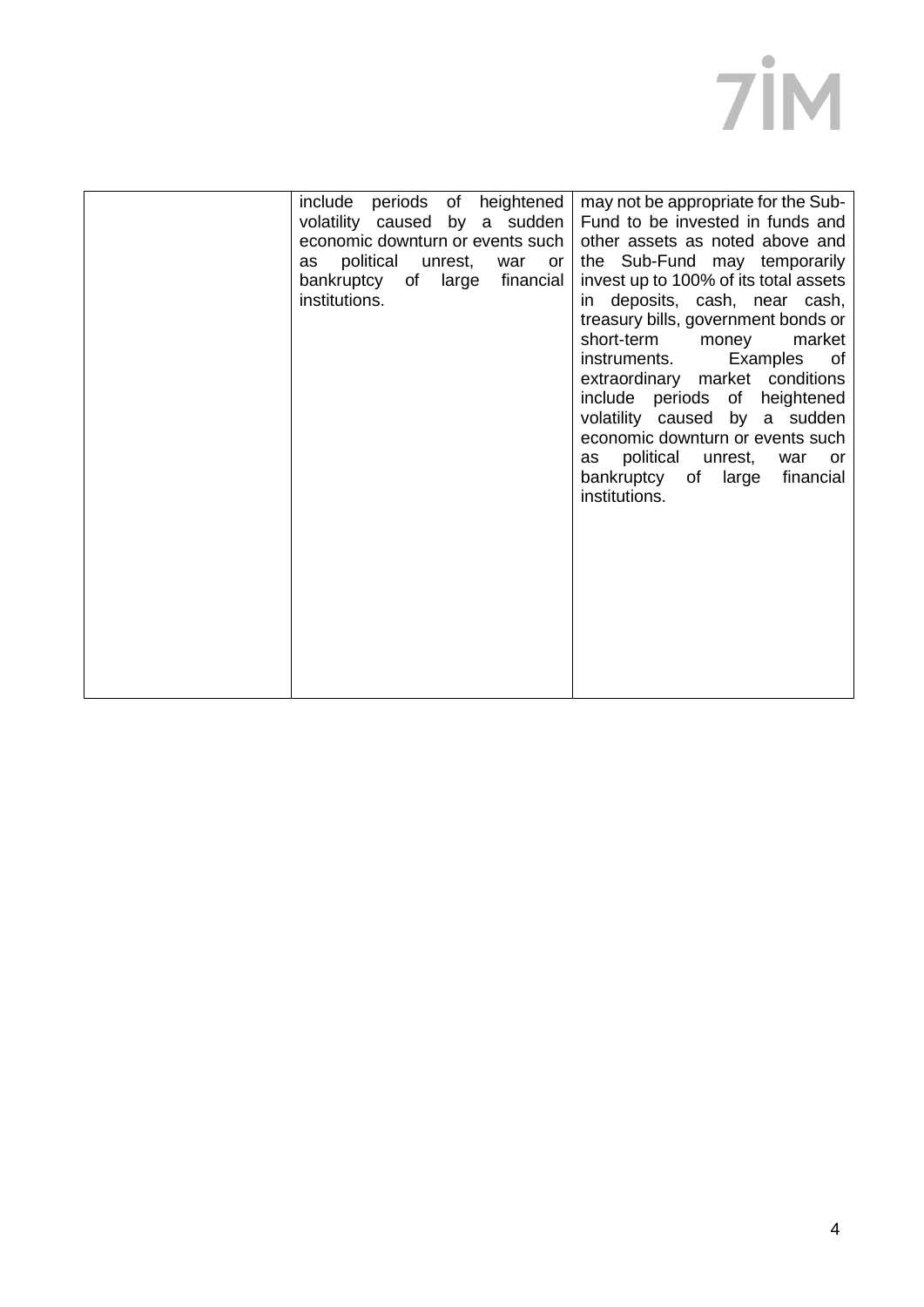| | | |
|---|---|---|
| | include periods of heightened volatility caused by a sudden economic downturn or events such as political unrest, war or bankruptcy of large financial institutions. | may not be appropriate for the Sub-Fund to be invested in funds and other assets as noted above and the Sub-Fund may temporarily invest up to 100% of its total assets in deposits, cash, near cash, treasury bills, government bonds or short-term money market instruments. Examples of extraordinary market conditions include periods of heightened volatility caused by a sudden economic downturn or events such as political unrest, war or bankruptcy of large financial institutions. |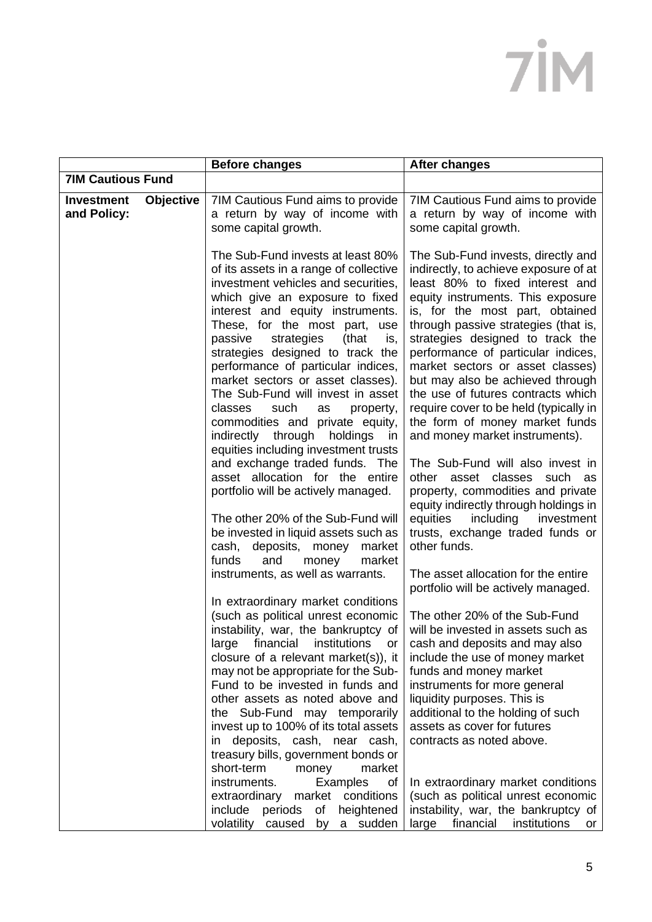| | Before changes | After changes |
|---|---|---|
| **7IM Cautious Fund** | | |
| **Investment Objective and Policy:** | 7IM Cautious Fund aims to provide a return by way of income with some capital growth.<br><br>The Sub-Fund invests at least 80% of its assets in a range of collective investment vehicles and securities, which give an exposure to fixed interest and equity instruments. These, for the most part, use passive strategies (that is, strategies designed to track the performance of particular indices, market sectors or asset classes). The Sub-Fund will invest in asset classes such as property, commodities and private equity, indirectly through holdings in equities including investment trusts and exchange traded funds. The asset allocation for the entire portfolio will be actively managed.<br><br>The other 20% of the Sub-Fund will be invested in liquid assets such as cash, deposits, money market funds and money market instruments, as well as warrants.<br><br>In extraordinary market conditions (such as political unrest economic instability, war, the bankruptcy of large financial institutions or closure of a relevant market(s)), it may not be appropriate for the Sub-Fund to be invested in funds and other assets as noted above and the Sub-Fund may temporarily invest up to 100% of its total assets in deposits, cash, near cash, treasury bills, government bonds or short-term money market instruments. Examples of extraordinary market conditions include periods of heightened volatility caused by a sudden | 7IM Cautious Fund aims to provide a return by way of income with some capital growth.<br><br>The Sub-Fund invests, directly and indirectly, to achieve exposure of at least 80% to fixed interest and equity instruments. This exposure is, for the most part, obtained through passive strategies (that is, strategies designed to track the performance of particular indices, market sectors or asset classes) but may also be achieved through the use of futures contracts which require cover to be held (typically in the form of money market funds and money market instruments).<br><br>The Sub-Fund will also invest in other asset classes such as property, commodities and private equity indirectly through holdings in equities including investment trusts, exchange traded funds or other funds.<br><br>The asset allocation for the entire portfolio will be actively managed.<br><br>The other 20% of the Sub-Fund will be invested in assets such as cash and deposits and may also include the use of money market funds and money market instruments for more general liquidity purposes. This is additional to the holding of such assets as cover for futures contracts as noted above.<br><br>In extraordinary market conditions (such as political unrest economic instability, war, the bankruptcy of large financial institutions or |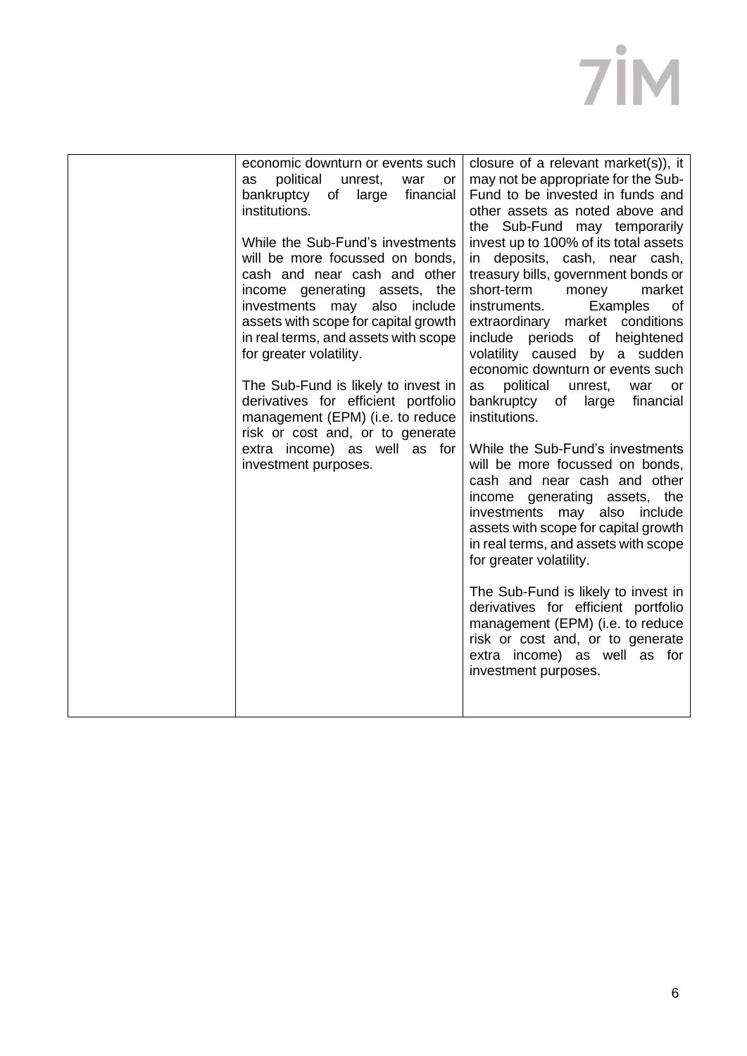| | | |
|---|---|---|
| | economic downturn or events such as political unrest, war or bankruptcy of large financial institutions.<br><br>While the Sub-Fund's investments will be more focussed on bonds, cash and near cash and other income generating assets, the investments may also include assets with scope for capital growth in real terms, and assets with scope for greater volatility.<br><br>The Sub-Fund is likely to invest in derivatives for efficient portfolio management (EPM) (i.e. to reduce risk or cost and, or to generate extra income) as well as for investment purposes. | closure of a relevant market(s)), it may not be appropriate for the Sub-Fund to be invested in funds and other assets as noted above and the Sub-Fund may temporarily invest up to 100% of its total assets in deposits, cash, near cash, treasury bills, government bonds or short-term money market instruments. Examples of extraordinary market conditions include periods of heightened volatility caused by a sudden economic downturn or events such as political unrest, war or bankruptcy of large financial institutions.<br><br>While the Sub-Fund's investments will be more focussed on bonds, cash and near cash and other income generating assets, the investments may also include assets with scope for capital growth in real terms, and assets with scope for greater volatility.<br><br>The Sub-Fund is likely to invest in derivatives for efficient portfolio management (EPM) (i.e. to reduce risk or cost and, or to generate extra income) as well as for investment purposes. |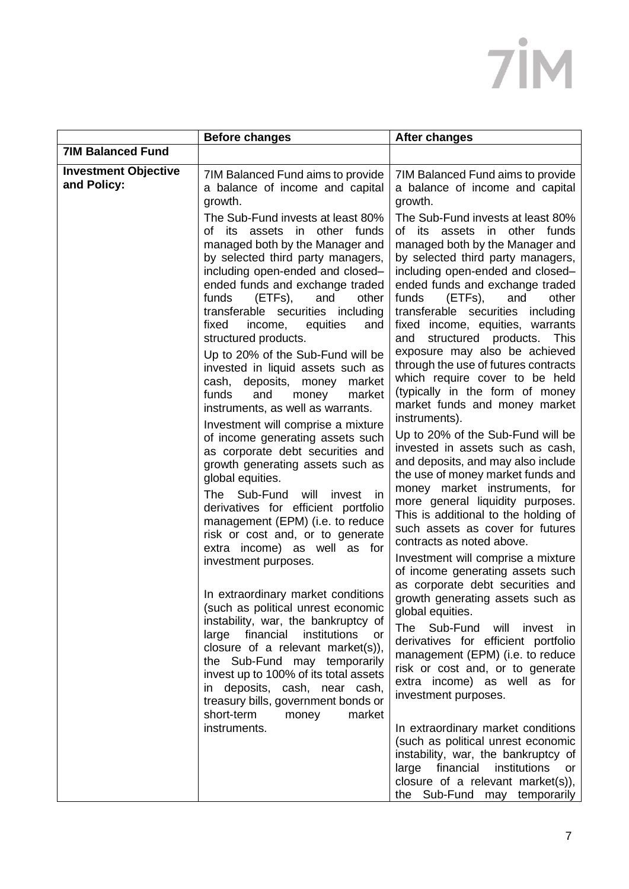| | Before changes | After changes |
|---|---|---|
| **7IM Balanced Fund** | | |
| **Investment Objective and Policy:** | 7IM Balanced Fund aims to provide a balance of income and capital growth.<br><br>The Sub-Fund invests at least 80% of its assets in other funds managed both by the Manager and by selected third party managers, including open-ended and closed–ended funds and exchange traded funds (ETFs), and other transferable securities including fixed income, equities and structured products.<br><br>Up to 20% of the Sub-Fund will be invested in liquid assets such as cash, deposits, money market funds and money market instruments, as well as warrants.<br><br>Investment will comprise a mixture of income generating assets such as corporate debt securities and growth generating assets such as global equities.<br><br>The Sub-Fund will invest in derivatives for efficient portfolio management (EPM) (i.e. to reduce risk or cost and, or to generate extra income) as well as for investment purposes.<br><br>In extraordinary market conditions (such as political unrest economic instability, war, the bankruptcy of large financial institutions or closure of a relevant market(s)), the Sub-Fund may temporarily invest up to 100% of its total assets in deposits, cash, near cash, treasury bills, government bonds or short-term money market instruments. | 7IM Balanced Fund aims to provide a balance of income and capital growth.<br><br>The Sub-Fund invests at least 80% of its assets in other funds managed both by the Manager and by selected third party managers, including open-ended and closed–ended funds and exchange traded funds (ETFs), and other transferable securities including fixed income, equities, warrants and structured products. This exposure may also be achieved through the use of futures contracts which require cover to be held (typically in the form of money market funds and money market instruments).<br><br>Up to 20% of the Sub-Fund will be invested in assets such as cash, and deposits, and may also include the use of money market funds and money market instruments, for more general liquidity purposes. This is additional to the holding of such assets as cover for futures contracts as noted above.<br><br>Investment will comprise a mixture of income generating assets such as corporate debt securities and growth generating assets such as global equities.<br><br>The Sub-Fund will invest in derivatives for efficient portfolio management (EPM) (i.e. to reduce risk or cost and, or to generate extra income) as well as for investment purposes.<br><br>In extraordinary market conditions (such as political unrest economic instability, war, the bankruptcy of large financial institutions or closure of a relevant market(s)), the Sub-Fund may temporarily |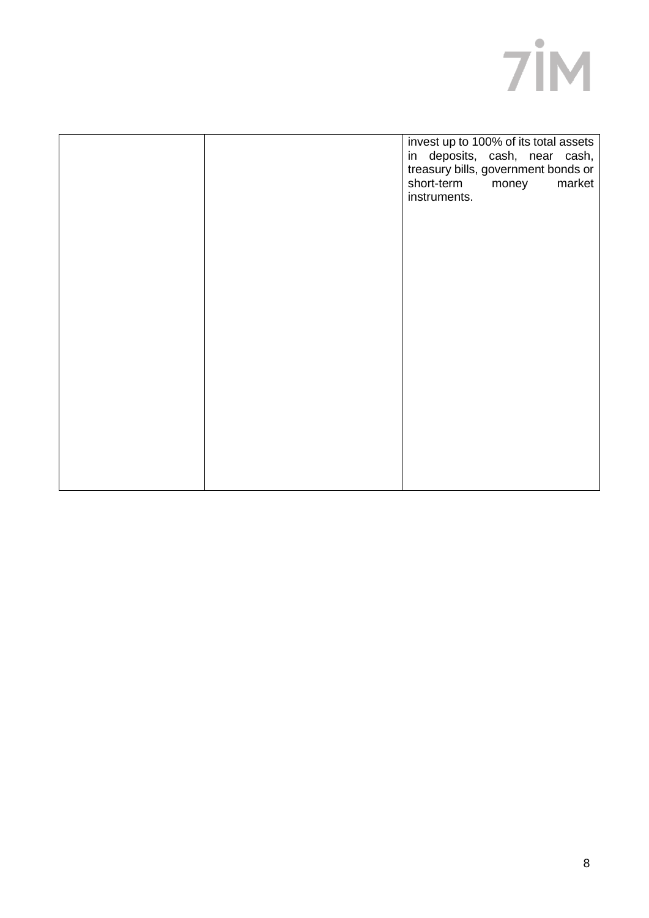| | | |
|---|---|---|
| | | invest up to 100% of its total assets in deposits, cash, near cash, treasury bills, government bonds or short-term money market instruments. |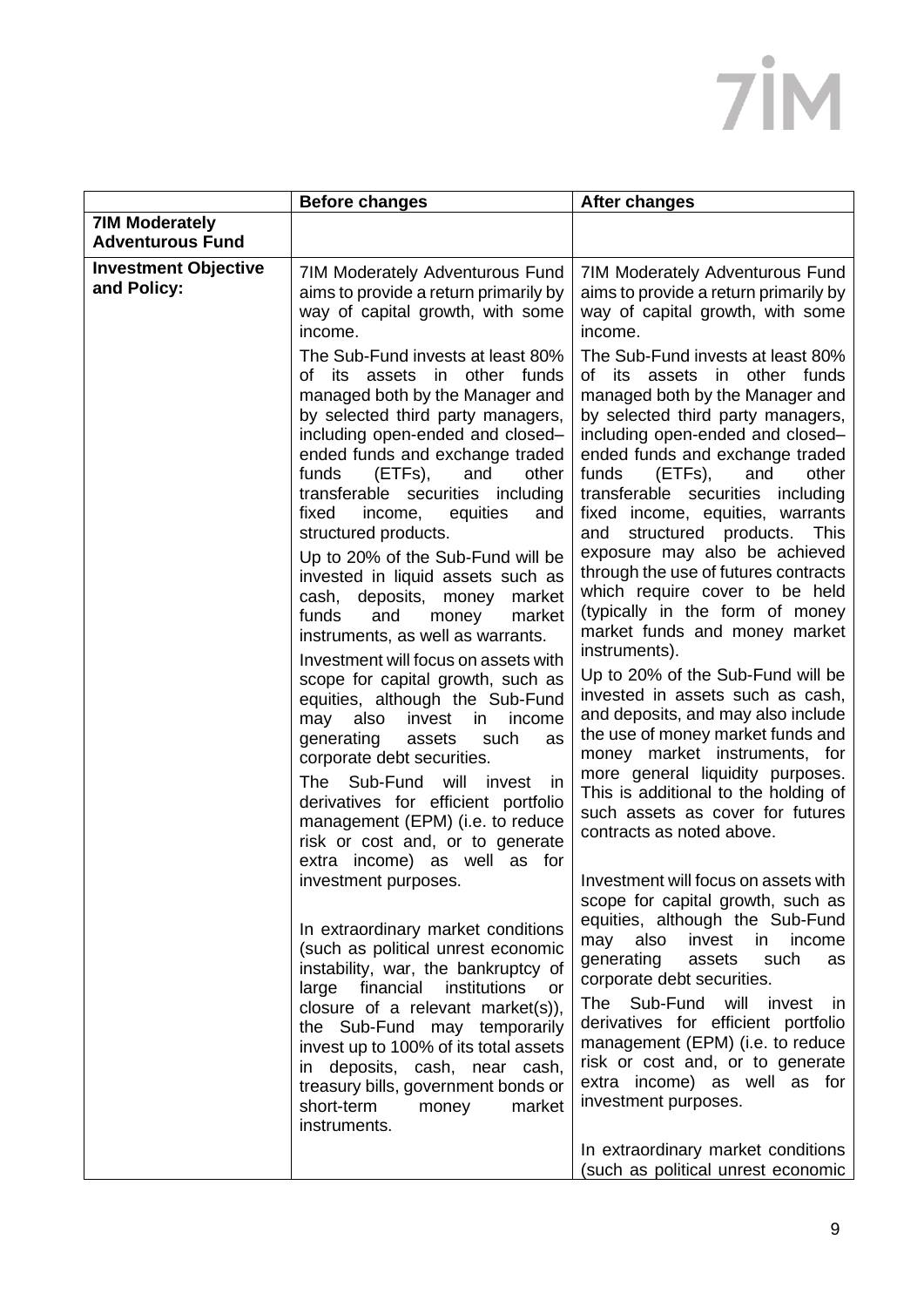| | Before changes | After changes |
|---|---|---|
| **7IM Moderately Adventurous Fund** | | |
| **Investment Objective and Policy:** | 7IM Moderately Adventurous Fund aims to provide a return primarily by way of capital growth, with some income.<br><br>The Sub-Fund invests at least 80% of its assets in other funds managed both by the Manager and by selected third party managers, including open-ended and closed–ended funds and exchange traded funds (ETFs), and other transferable securities including fixed income, equities and structured products.<br><br>Up to 20% of the Sub-Fund will be invested in liquid assets such as cash, deposits, money market funds and money market instruments, as well as warrants.<br><br>Investment will focus on assets with scope for capital growth, such as equities, although the Sub-Fund may also invest in income generating assets such as corporate debt securities.<br><br>The Sub-Fund will invest in derivatives for efficient portfolio management (EPM) (i.e. to reduce risk or cost and, or to generate extra income) as well as for investment purposes.<br><br>In extraordinary market conditions (such as political unrest economic instability, war, the bankruptcy of large financial institutions or closure of a relevant market(s)), the Sub-Fund may temporarily invest up to 100% of its total assets in deposits, cash, near cash, treasury bills, government bonds or short-term money market instruments. | 7IM Moderately Adventurous Fund aims to provide a return primarily by way of capital growth, with some income.<br><br>The Sub-Fund invests at least 80% of its assets in other funds managed both by the Manager and by selected third party managers, including open-ended and closed–ended funds and exchange traded funds (ETFs), and other transferable securities including fixed income, equities, warrants and structured products. This exposure may also be achieved through the use of futures contracts which require cover to be held (typically in the form of money market funds and money market instruments).<br><br>Up to 20% of the Sub-Fund will be invested in assets such as cash, and deposits, and may also include the use of money market funds and money market instruments, for more general liquidity purposes. This is additional to the holding of such assets as cover for futures contracts as noted above.<br><br>Investment will focus on assets with scope for capital growth, such as equities, although the Sub-Fund may also invest in income generating assets such as corporate debt securities.<br><br>The Sub-Fund will invest in derivatives for efficient portfolio management (EPM) (i.e. to reduce risk or cost and, or to generate extra income) as well as for investment purposes.<br><br>In extraordinary market conditions (such as political unrest economic |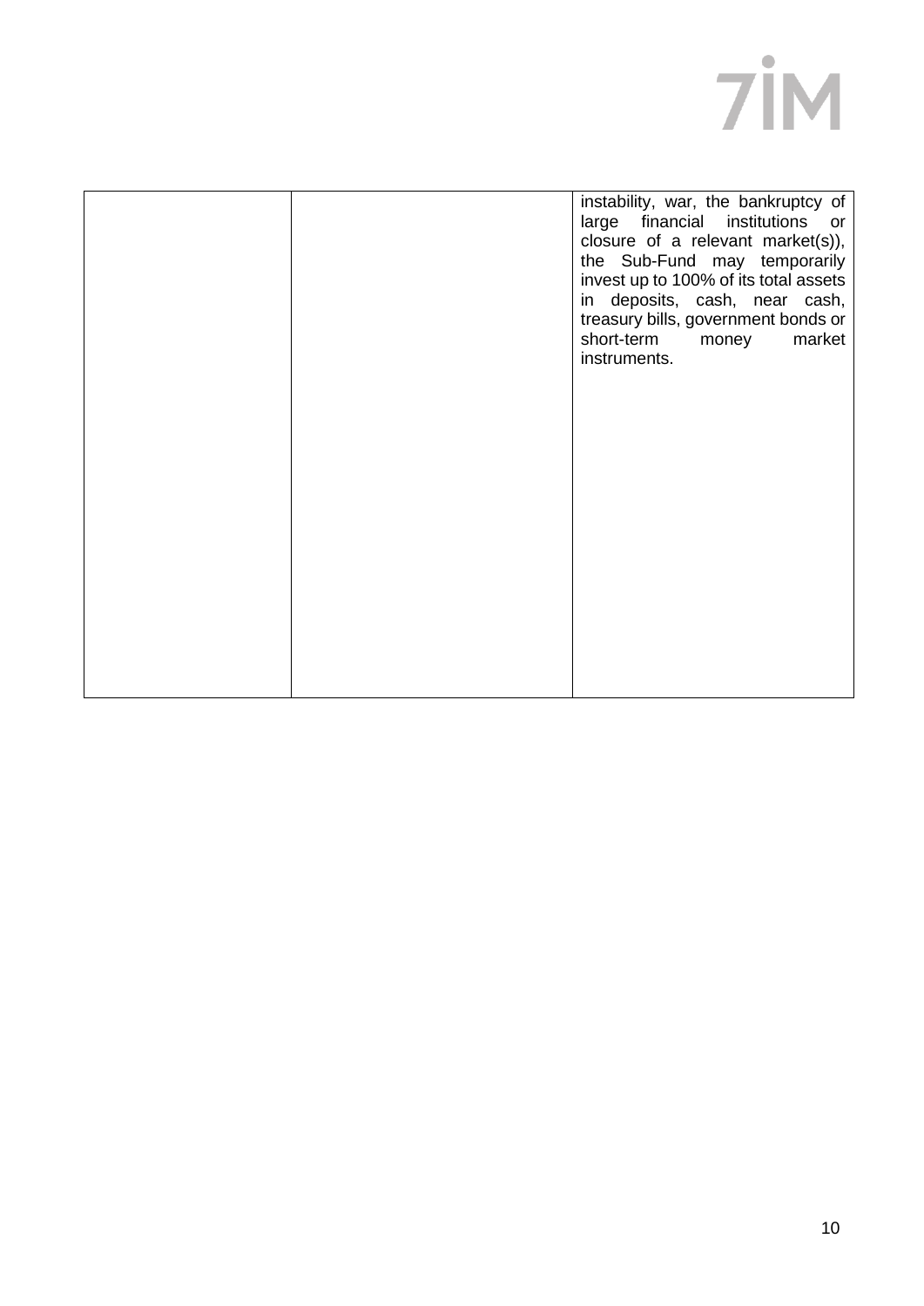| | | |
|---|---|---|
| | | instability, war, the bankruptcy of large financial institutions or closure of a relevant market(s)), the Sub-Fund may temporarily invest up to 100% of its total assets in deposits, cash, near cash, treasury bills, government bonds or short-term money market instruments. |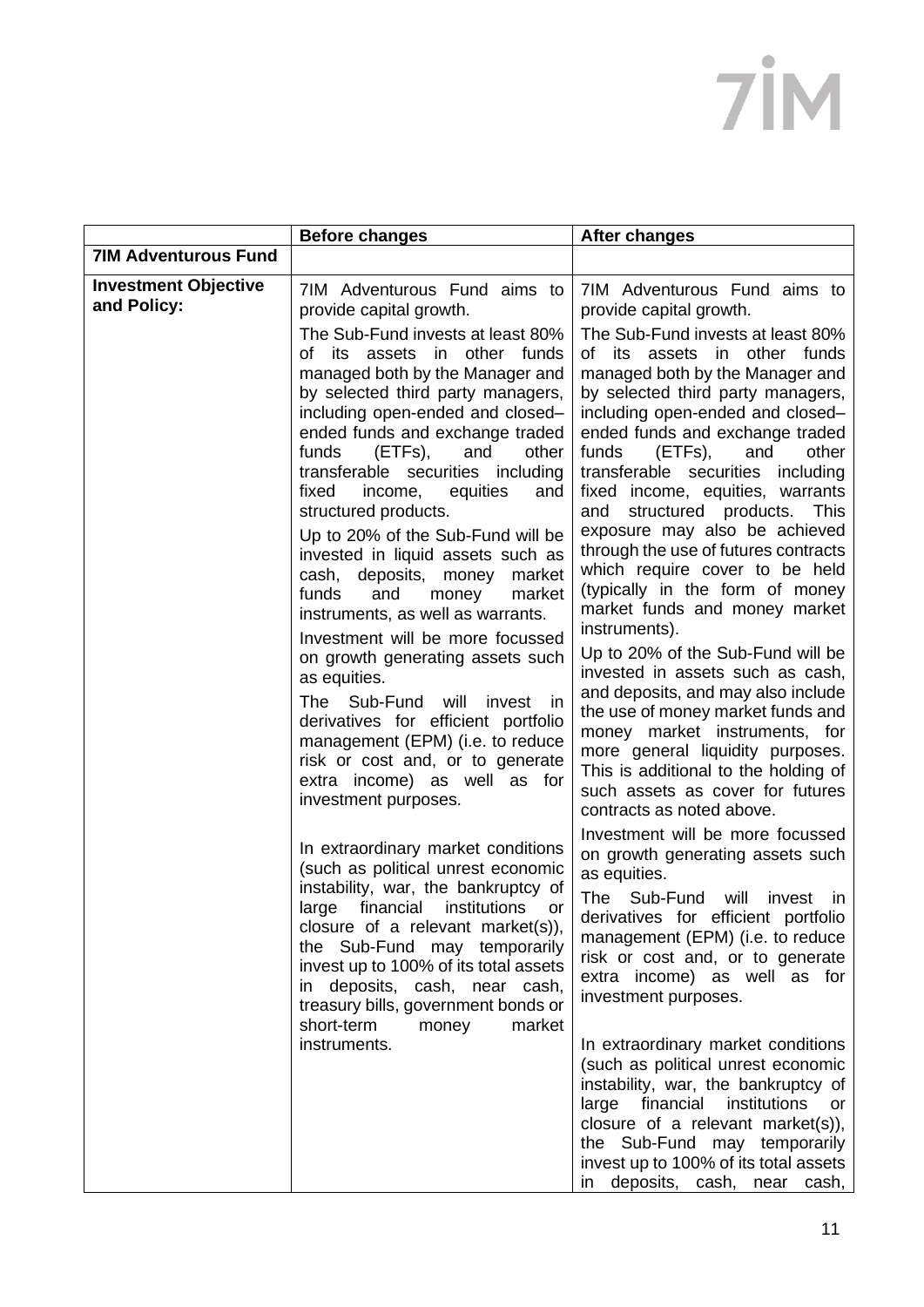| | Before changes | After changes |
|---|---|---|
| **7IM Adventurous Fund** | | |
| **Investment Objective and Policy:** | 7IM Adventurous Fund aims to provide capital growth.<br><br>The Sub-Fund invests at least 80% of its assets in other funds managed both by the Manager and by selected third party managers, including open-ended and closed–ended funds and exchange traded funds (ETFs), and other transferable securities including fixed income, equities and structured products.<br><br>Up to 20% of the Sub-Fund will be invested in liquid assets such as cash, deposits, money market funds and money market instruments, as well as warrants.<br><br>Investment will be more focussed on growth generating assets such as equities.<br><br>The Sub-Fund will invest in derivatives for efficient portfolio management (EPM) (i.e. to reduce risk or cost and, or to generate extra income) as well as for investment purposes.<br><br>In extraordinary market conditions (such as political unrest economic instability, war, the bankruptcy of large financial institutions or closure of a relevant market(s)), the Sub-Fund may temporarily invest up to 100% of its total assets in deposits, cash, near cash, treasury bills, government bonds or short-term money market instruments. | 7IM Adventurous Fund aims to provide capital growth.<br><br>The Sub-Fund invests at least 80% of its assets in other funds managed both by the Manager and by selected third party managers, including open-ended and closed–ended funds and exchange traded funds (ETFs), and other transferable securities including fixed income, equities, warrants and structured products. This exposure may also be achieved through the use of futures contracts which require cover to be held (typically in the form of money market funds and money market instruments).<br><br>Up to 20% of the Sub-Fund will be invested in assets such as cash, and deposits, and may also include the use of money market funds and money market instruments, for more general liquidity purposes. This is additional to the holding of such assets as cover for futures contracts as noted above.<br><br>Investment will be more focussed on growth generating assets such as equities.<br><br>The Sub-Fund will invest in derivatives for efficient portfolio management (EPM) (i.e. to reduce risk or cost and, or to generate extra income) as well as for investment purposes.<br><br>In extraordinary market conditions (such as political unrest economic instability, war, the bankruptcy of large financial institutions or closure of a relevant market(s)), the Sub-Fund may temporarily invest up to 100% of its total assets in deposits, cash, near cash, |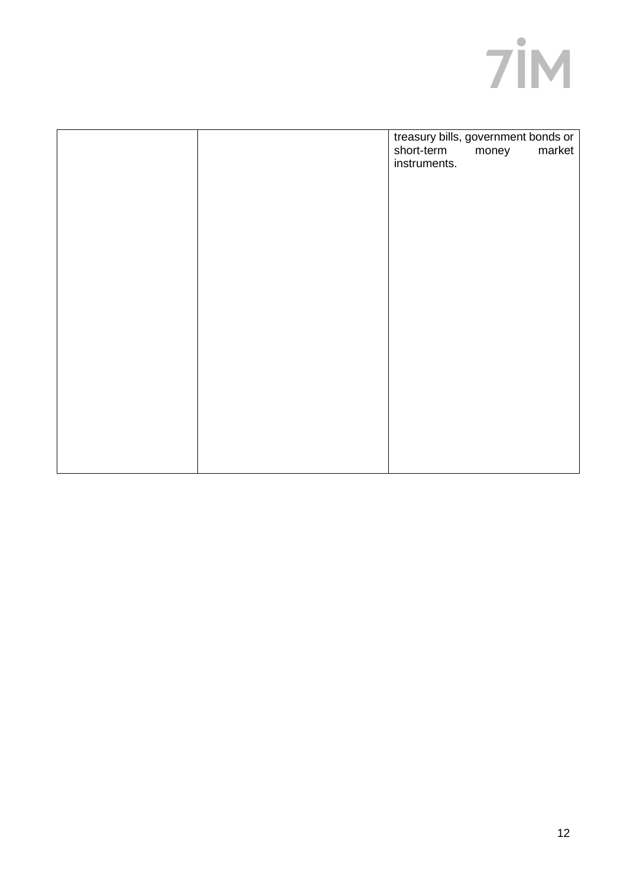| | | |
|---|---|---|
| | | treasury bills, government bonds or short-term money market instruments. |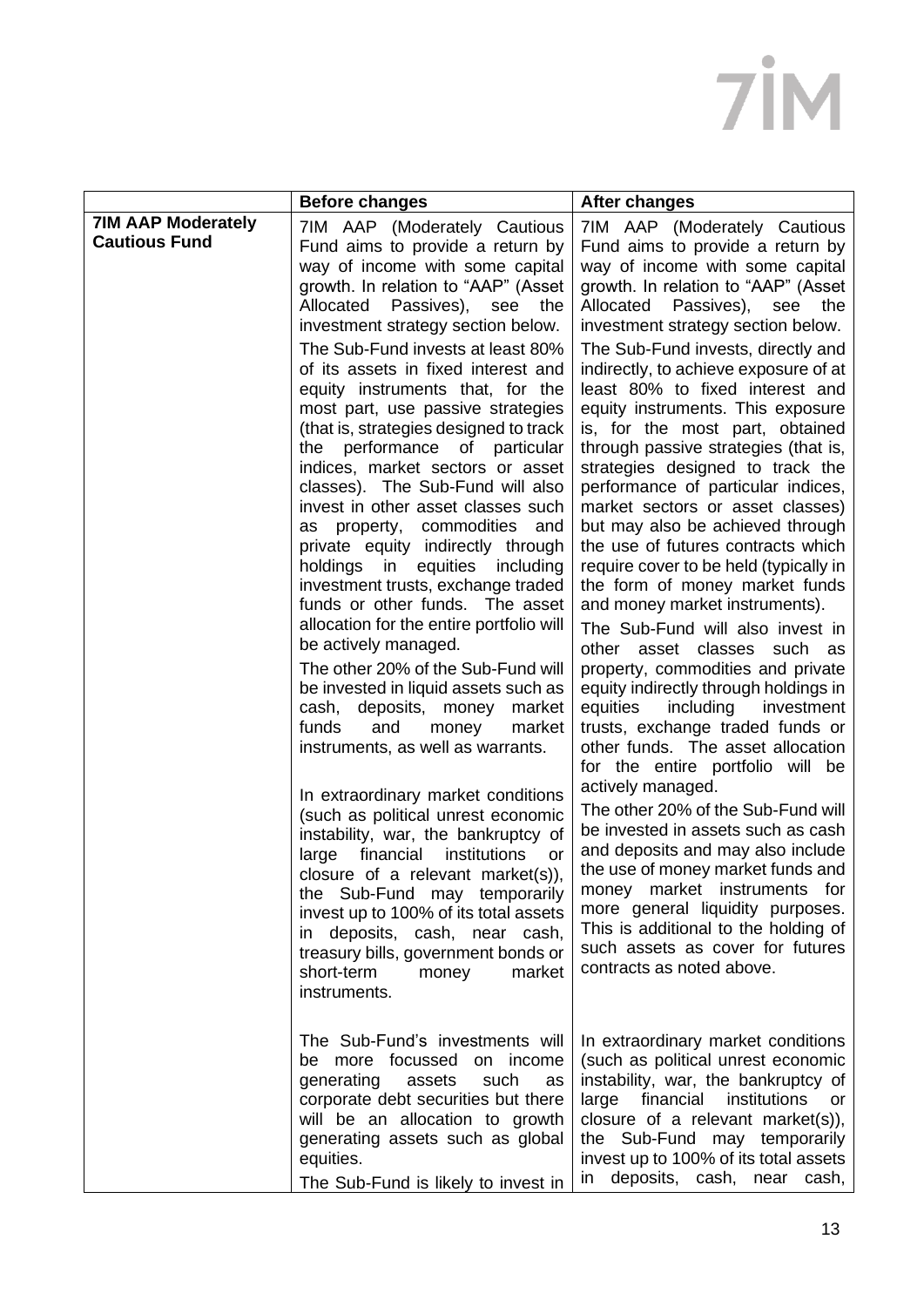|  | **Before changes** | **After changes** |
|---|---|---|
| **7IM AAP Moderately Cautious Fund** | 7IM AAP (Moderately Cautious Fund aims to provide a return by way of income with some capital growth. In relation to "AAP" (Asset Allocated Passives), see the investment strategy section below.<br><br>The Sub-Fund invests at least 80% of its assets in fixed interest and equity instruments that, for the most part, use passive strategies (that is, strategies designed to track the performance of particular indices, market sectors or asset classes). The Sub-Fund will also invest in other asset classes such as property, commodities and private equity indirectly through holdings in equities including investment trusts, exchange traded funds or other funds. The asset allocation for the entire portfolio will be actively managed.<br><br>The other 20% of the Sub-Fund will be invested in liquid assets such as cash, deposits, money market funds and money market instruments, as well as warrants.<br><br>In extraordinary market conditions (such as political unrest economic instability, war, the bankruptcy of large financial institutions or closure of a relevant market(s)), the Sub-Fund may temporarily invest up to 100% of its total assets in deposits, cash, near cash, treasury bills, government bonds or short-term money market instruments.<br><br>The Sub-Fund's investments will be more focussed on income generating assets such as corporate debt securities but there will be an allocation to growth generating assets such as global equities.<br><br>The Sub-Fund is likely to invest in | 7IM AAP (Moderately Cautious Fund aims to provide a return by way of income with some capital growth. In relation to "AAP" (Asset Allocated Passives), see the investment strategy section below.<br><br>The Sub-Fund invests, directly and indirectly, to achieve exposure of at least 80% to fixed interest and equity instruments. This exposure is, for the most part, obtained through passive strategies (that is, strategies designed to track the performance of particular indices, market sectors or asset classes) but may also be achieved through the use of futures contracts which require cover to be held (typically in the form of money market funds and money market instruments).<br><br>The Sub-Fund will also invest in other asset classes such as property, commodities and private equity indirectly through holdings in equities including investment trusts, exchange traded funds or other funds. The asset allocation for the entire portfolio will be actively managed.<br><br>The other 20% of the Sub-Fund will be invested in assets such as cash and deposits and may also include the use of money market funds and money market instruments for more general liquidity purposes. This is additional to the holding of such assets as cover for futures contracts as noted above.<br><br>In extraordinary market conditions (such as political unrest economic instability, war, the bankruptcy of large financial institutions or closure of a relevant market(s)), the Sub-Fund may temporarily invest up to 100% of its total assets in deposits, cash, near cash, |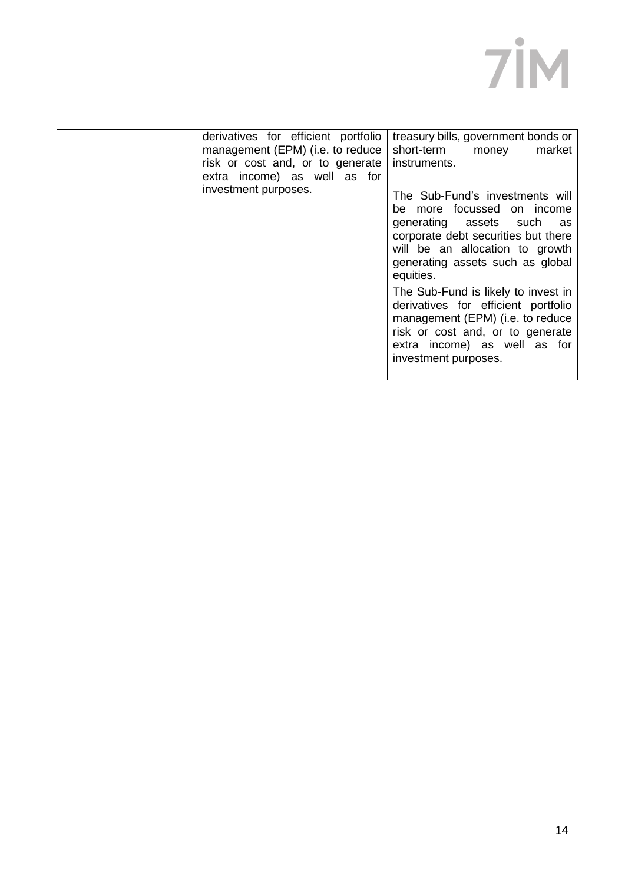| | | |
|---|---|---|
| | derivatives for efficient portfolio management (EPM) (i.e. to reduce risk or cost and, or to generate extra income) as well as for investment purposes. | treasury bills, government bonds or short-term money market instruments.<br><br>The Sub-Fund's investments will be more focussed on income generating assets such as corporate debt securities but there will be an allocation to growth generating assets such as global equities.<br><br>The Sub-Fund is likely to invest in derivatives for efficient portfolio management (EPM) (i.e. to reduce risk or cost and, or to generate extra income) as well as for investment purposes. |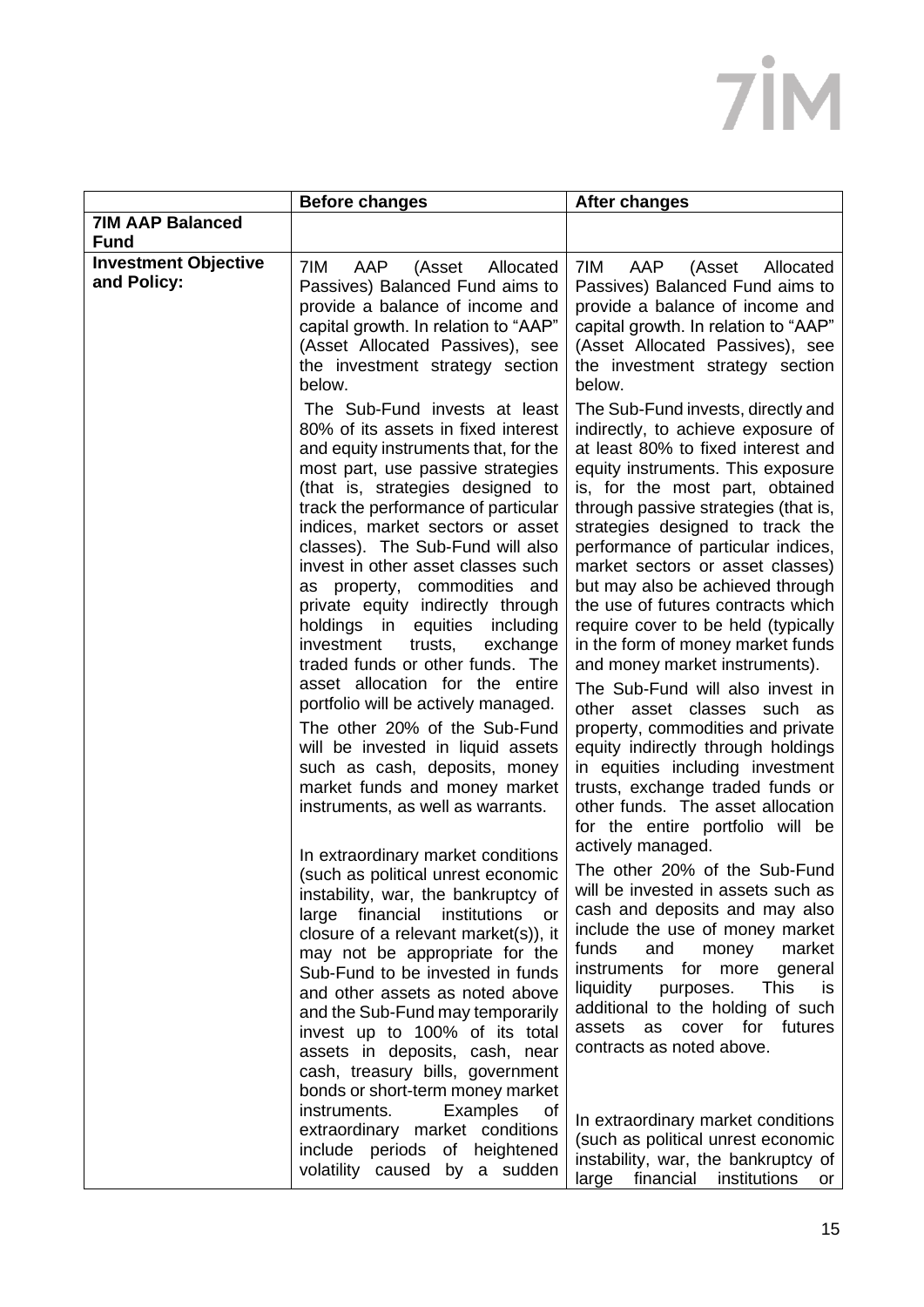| | Before changes | After changes |
|---|---|---|
| **7IM AAP Balanced Fund** | | |
| **Investment Objective and Policy:** | 7IM AAP (Asset Allocated Passives) Balanced Fund aims to provide a balance of income and capital growth. In relation to "AAP" (Asset Allocated Passives), see the investment strategy section below.<br><br>The Sub-Fund invests at least 80% of its assets in fixed interest and equity instruments that, for the most part, use passive strategies (that is, strategies designed to track the performance of particular indices, market sectors or asset classes). The Sub-Fund will also invest in other asset classes such as property, commodities and private equity indirectly through holdings in equities including investment trusts, exchange traded funds or other funds. The asset allocation for the entire portfolio will be actively managed.<br><br>The other 20% of the Sub-Fund will be invested in liquid assets such as cash, deposits, money market funds and money market instruments, as well as warrants.<br><br>In extraordinary market conditions (such as political unrest economic instability, war, the bankruptcy of large financial institutions or closure of a relevant market(s)), it may not be appropriate for the Sub-Fund to be invested in funds and other assets as noted above and the Sub-Fund may temporarily invest up to 100% of its total assets in deposits, cash, near cash, treasury bills, government bonds or short-term money market instruments. Examples of extraordinary market conditions include periods of heightened volatility caused by a sudden | 7IM AAP (Asset Allocated Passives) Balanced Fund aims to provide a balance of income and capital growth. In relation to "AAP" (Asset Allocated Passives), see the investment strategy section below.<br><br>The Sub-Fund invests, directly and indirectly, to achieve exposure of at least 80% to fixed interest and equity instruments. This exposure is, for the most part, obtained through passive strategies (that is, strategies designed to track the performance of particular indices, market sectors or asset classes) but may also be achieved through the use of futures contracts which require cover to be held (typically in the form of money market funds and money market instruments).<br><br>The Sub-Fund will also invest in other asset classes such as property, commodities and private equity indirectly through holdings in equities including investment trusts, exchange traded funds or other funds. The asset allocation for the entire portfolio will be actively managed.<br><br>The other 20% of the Sub-Fund will be invested in assets such as cash and deposits and may also include the use of money market funds and money market instruments for more general liquidity purposes. This is additional to the holding of such assets as cover for futures contracts as noted above.<br><br>In extraordinary market conditions (such as political unrest economic instability, war, the bankruptcy of large financial institutions or |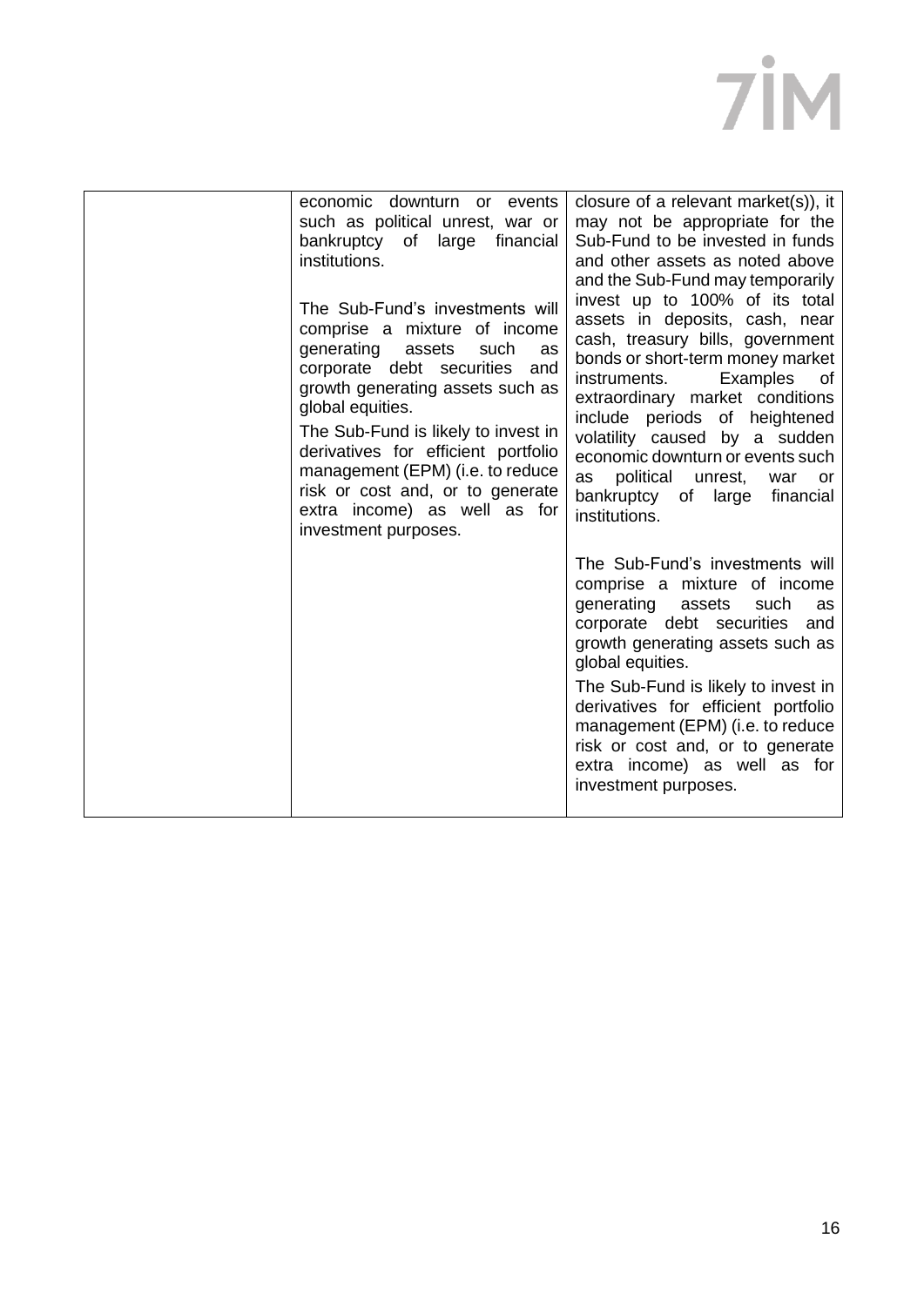| | | |
|---|---|---|
| | economic downturn or events such as political unrest, war or bankruptcy of large financial institutions.<br><br>The Sub-Fund's investments will comprise a mixture of income generating assets such as corporate debt securities and growth generating assets such as global equities.<br><br>The Sub-Fund is likely to invest in derivatives for efficient portfolio management (EPM) (i.e. to reduce risk or cost and, or to generate extra income) as well as for investment purposes. | closure of a relevant market(s)), it may not be appropriate for the Sub-Fund to be invested in funds and other assets as noted above and the Sub-Fund may temporarily invest up to 100% of its total assets in deposits, cash, near cash, treasury bills, government bonds or short-term money market instruments. Examples of extraordinary market conditions include periods of heightened volatility caused by a sudden economic downturn or events such as political unrest, war or bankruptcy of large financial institutions.<br><br>The Sub-Fund's investments will comprise a mixture of income generating assets such as corporate debt securities and growth generating assets such as global equities.<br><br>The Sub-Fund is likely to invest in derivatives for efficient portfolio management (EPM) (i.e. to reduce risk or cost and, or to generate extra income) as well as for investment purposes. |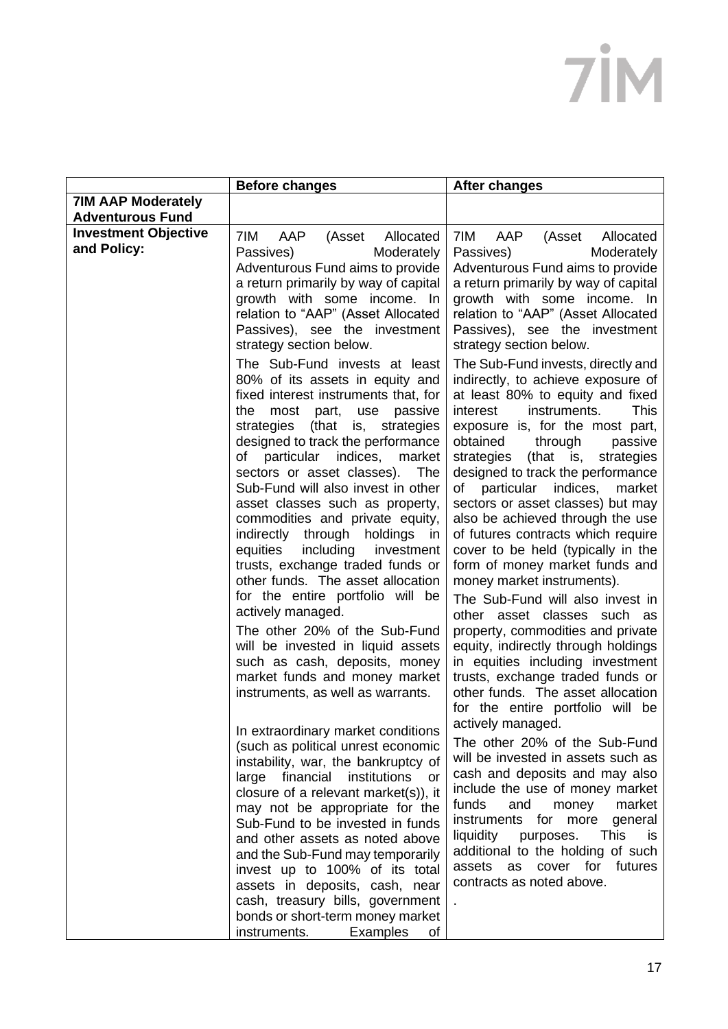| | Before changes | After changes |
|---|---|---|
| **7IM AAP Moderately Adventurous Fund** | | |
| **Investment Objective and Policy:** | 7IM AAP (Asset Allocated Passives) Moderately Adventurous Fund aims to provide a return primarily by way of capital growth with some income. In relation to "AAP" (Asset Allocated Passives), see the investment strategy section below.<br><br>The Sub-Fund invests at least 80% of its assets in equity and fixed interest instruments that, for the most part, use passive strategies (that is, strategies designed to track the performance of particular indices, market sectors or asset classes). The Sub-Fund will also invest in other asset classes such as property, commodities and private equity, indirectly through holdings in equities including investment trusts, exchange traded funds or other funds. The asset allocation for the entire portfolio will be actively managed.<br><br>The other 20% of the Sub-Fund will be invested in liquid assets such as cash, deposits, money market funds and money market instruments, as well as warrants.<br><br>In extraordinary market conditions (such as political unrest economic instability, war, the bankruptcy of large financial institutions or closure of a relevant market(s)), it may not be appropriate for the Sub-Fund to be invested in funds and other assets as noted above and the Sub-Fund may temporarily invest up to 100% of its total assets in deposits, cash, near cash, treasury bills, government bonds or short-term money market instruments. Examples of | 7IM AAP (Asset Allocated Passives) Moderately Adventurous Fund aims to provide a return primarily by way of capital growth with some income. In relation to "AAP" (Asset Allocated Passives), see the investment strategy section below.<br><br>The Sub-Fund invests, directly and indirectly, to achieve exposure of at least 80% to equity and fixed interest instruments. This exposure is, for the most part, obtained through passive strategies (that is, strategies designed to track the performance of particular indices, market sectors or asset classes) but may also be achieved through the use of futures contracts which require cover to be held (typically in the form of money market funds and money market instruments).<br><br>The Sub-Fund will also invest in other asset classes such as property, commodities and private equity, indirectly through holdings in equities including investment trusts, exchange traded funds or other funds. The asset allocation for the entire portfolio will be actively managed.<br><br>The other 20% of the Sub-Fund will be invested in assets such as cash and deposits and may also include the use of money market funds and money market instruments for more general liquidity purposes. This is additional to the holding of such assets as cover for futures contracts as noted above.<br><br>. |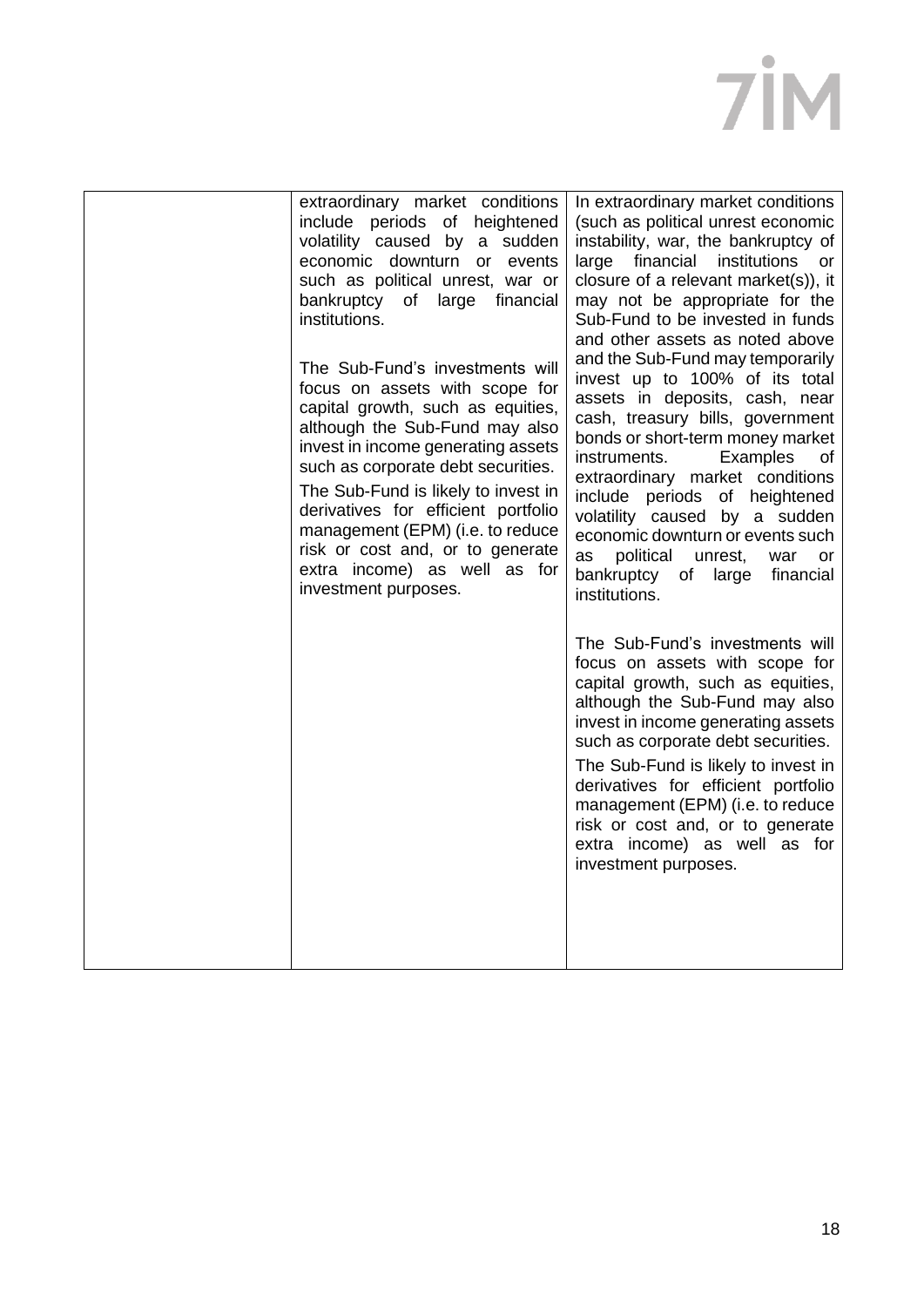| | | |
|---|---|---|
| | extraordinary market conditions include periods of heightened volatility caused by a sudden economic downturn or events such as political unrest, war or bankruptcy of large financial institutions.<br><br>The Sub-Fund's investments will focus on assets with scope for capital growth, such as equities, although the Sub-Fund may also invest in income generating assets such as corporate debt securities.<br>The Sub-Fund is likely to invest in derivatives for efficient portfolio management (EPM) (i.e. to reduce risk or cost and, or to generate extra income) as well as for investment purposes. | In extraordinary market conditions (such as political unrest economic instability, war, the bankruptcy of large financial institutions or closure of a relevant market(s)), it may not be appropriate for the Sub-Fund to be invested in funds and other assets as noted above and the Sub-Fund may temporarily invest up to 100% of its total assets in deposits, cash, near cash, treasury bills, government bonds or short-term money market instruments. Examples of extraordinary market conditions include periods of heightened volatility caused by a sudden economic downturn or events such as political unrest, war or bankruptcy of large financial institutions.<br><br>The Sub-Fund's investments will focus on assets with scope for capital growth, such as equities, although the Sub-Fund may also invest in income generating assets such as corporate debt securities.<br>The Sub-Fund is likely to invest in derivatives for efficient portfolio management (EPM) (i.e. to reduce risk or cost and, or to generate extra income) as well as for investment purposes. |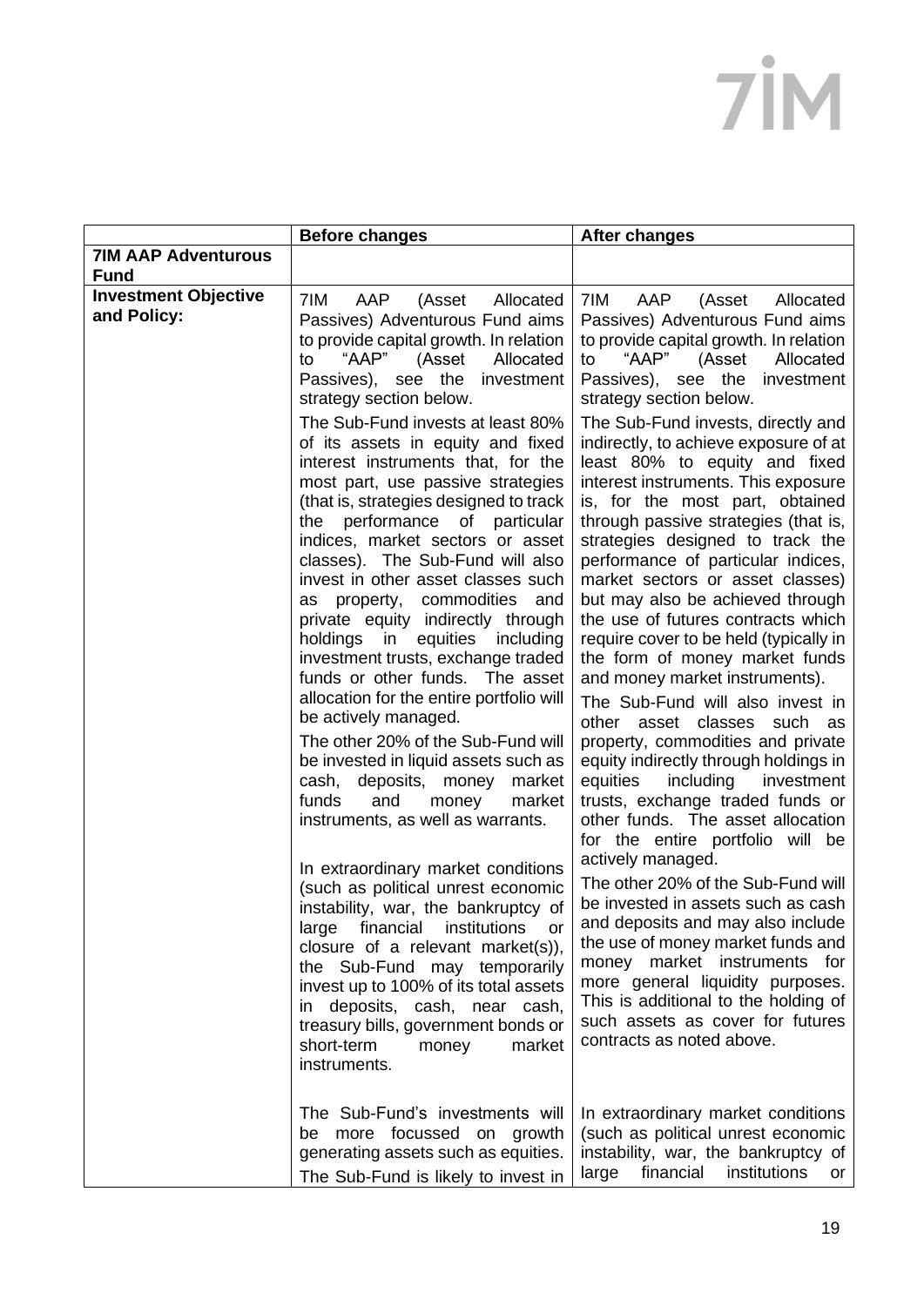| | Before changes | After changes |
|---|---|---|
| **7IM AAP Adventurous Fund** | | |
| **Investment Objective and Policy:** | 7IM AAP (Asset Allocated Passives) Adventurous Fund aims to provide capital growth. In relation to "AAP" (Asset Allocated Passives), see the investment strategy section below.<br><br>The Sub-Fund invests at least 80% of its assets in equity and fixed interest instruments that, for the most part, use passive strategies (that is, strategies designed to track the performance of particular indices, market sectors or asset classes). The Sub-Fund will also invest in other asset classes such as property, commodities and private equity indirectly through holdings in equities including investment trusts, exchange traded funds or other funds. The asset allocation for the entire portfolio will be actively managed.<br><br>The other 20% of the Sub-Fund will be invested in liquid assets such as cash, deposits, money market funds and money market instruments, as well as warrants.<br><br>In extraordinary market conditions (such as political unrest economic instability, war, the bankruptcy of large financial institutions or closure of a relevant market(s)), the Sub-Fund may temporarily invest up to 100% of its total assets in deposits, cash, near cash, treasury bills, government bonds or short-term money market instruments.<br><br>The Sub-Fund's investments will be more focussed on growth generating assets such as equities. The Sub-Fund is likely to invest in | 7IM AAP (Asset Allocated Passives) Adventurous Fund aims to provide capital growth. In relation to "AAP" (Asset Allocated Passives), see the investment strategy section below.<br><br>The Sub-Fund invests, directly and indirectly, to achieve exposure of at least 80% to equity and fixed interest instruments. This exposure is, for the most part, obtained through passive strategies (that is, strategies designed to track the performance of particular indices, market sectors or asset classes) but may also be achieved through the use of futures contracts which require cover to be held (typically in the form of money market funds and money market instruments).<br><br>The Sub-Fund will also invest in other asset classes such as property, commodities and private equity indirectly through holdings in equities including investment trusts, exchange traded funds or other funds. The asset allocation for the entire portfolio will be actively managed.<br><br>The other 20% of the Sub-Fund will be invested in assets such as cash and deposits and may also include the use of money market funds and money market instruments for more general liquidity purposes. This is additional to the holding of such assets as cover for futures contracts as noted above.<br><br>In extraordinary market conditions (such as political unrest economic instability, war, the bankruptcy of large financial institutions or |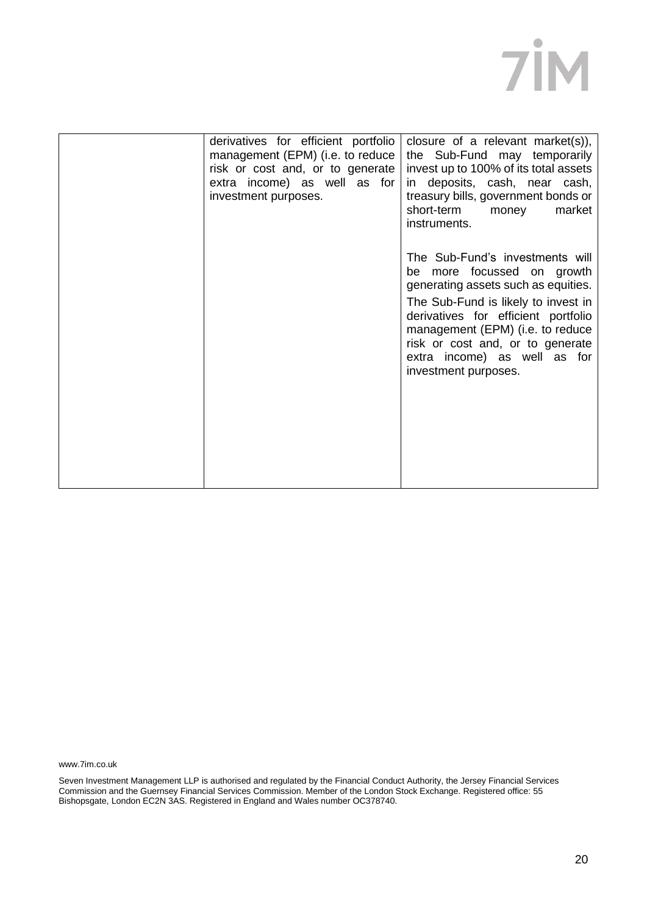| | | |
|---|---|---|
| | derivatives for efficient portfolio management (EPM) (i.e. to reduce risk or cost and, or to generate extra income) as well as for investment purposes. | closure of a relevant market(s)), the Sub-Fund may temporarily invest up to 100% of its total assets in deposits, cash, near cash, treasury bills, government bonds or short-term money market instruments.<br><br>The Sub-Fund's investments will be more focussed on growth generating assets such as equities.<br><br>The Sub-Fund is likely to invest in derivatives for efficient portfolio management (EPM) (i.e. to reduce risk or cost and, or to generate extra income) as well as for investment purposes. |

www.7im.co.uk

Seven Investment Management LLP is authorised and regulated by the Financial Conduct Authority, the Jersey Financial Services Commission and the Guernsey Financial Services Commission. Member of the London Stock Exchange. Registered office: 55 Bishopsgate, London EC2N 3AS. Registered in England and Wales number OC378740.